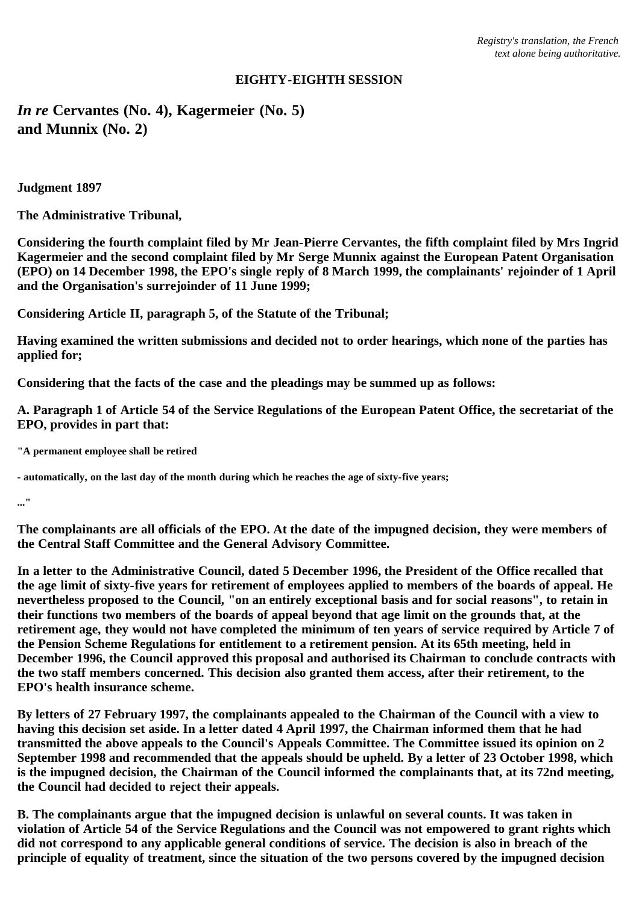*Registry's translation, the French text alone being authoritative.*

**EIGHTY-EIGHTH SESSION**

## *In re* Cervantes (No. 4), Kagermeier (No. 5) and Munnix (No. 2)

**Judgment 1897**

**The Administrative Tribunal,**

**Considering the fourth complaint filed by Mr Jean-Pierre Cervantes, the fifth complaint filed by Mrs Ingrid Kagermeier and the second complaint filed by Mr Serge Munnix against the European Patent Organisation (EPO) on 14 December 1998, the EPO's single reply of 8 March 1999, the complainants' rejoinder of 1 April and the Organisation's surrejoinder of 11 June 1999;**

**Considering Article II, paragraph 5, of the Statute of the Tribunal;**

**Having examined the written submissions and decided not to order hearings, which none of the parties has applied for;**

**Considering that the facts of the case and the pleadings may be summed up as follows:**

**A. Paragraph 1 of Article 54 of the Service Regulations of the European Patent Office, the secretariat of the EPO, provides in part that:**

**"A permanent employee shall be retired**

**- automatically, on the last day of the month during which he reaches the age of sixty-five years;**

**..."**

**The complainants are all officials of the EPO. At the date of the impugned decision, they were members of the Central Staff Committee and the General Advisory Committee.**

**In a letter to the Administrative Council, dated 5 December 1996, the President of the Office recalled that the age limit of sixty-five years for retirement of employees applied to members of the boards of appeal. He nevertheless proposed to the Council, "on an entirely exceptional basis and for social reasons", to retain in their functions two members of the boards of appeal beyond that age limit on the grounds that, at the retirement age, they would not have completed the minimum of ten years of service required by Article 7 of the Pension Scheme Regulations for entitlement to a retirement pension. At its 65th meeting, held in December 1996, the Council approved this proposal and authorised its Chairman to conclude contracts with the two staff members concerned. This decision also granted them access, after their retirement, to the EPO's health insurance scheme.**

**By letters of 27 February 1997, the complainants appealed to the Chairman of the Council with a view to having this decision set aside. In a letter dated 4 April 1997, the Chairman informed them that he had transmitted the above appeals to the Council's Appeals Committee. The Committee issued its opinion on 2 September 1998 and recommended that the appeals should be upheld. By a letter of 23 October 1998, which is the impugned decision, the Chairman of the Council informed the complainants that, at its 72nd meeting, the Council had decided to reject their appeals.**

**B. The complainants argue that the impugned decision is unlawful on several counts. It was taken in violation of Article 54 of the Service Regulations and the Council was not empowered to grant rights which did not correspond to any applicable general conditions of service. The decision is also in breach of the principle of equality of treatment, since the situation of the two persons covered by the impugned decision**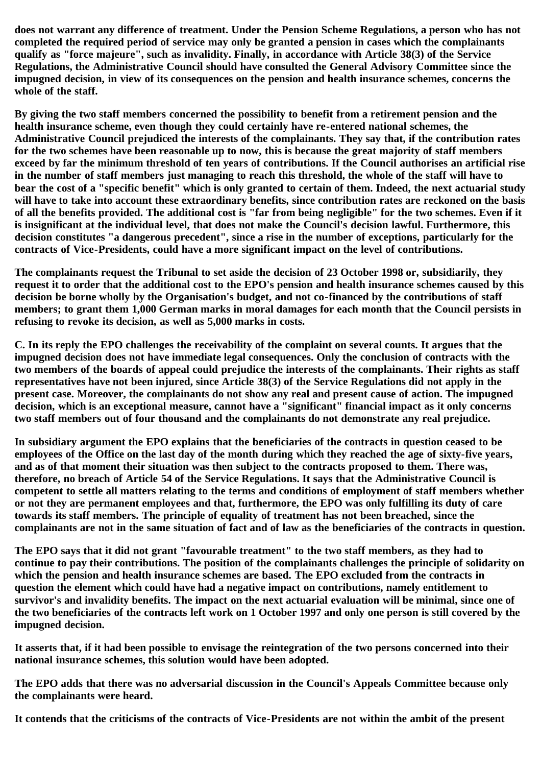**does not warrant any difference of treatment. Under the Pension Scheme Regulations, a person who has not completed the required period of service may only be granted a pension in cases which the complainants qualify as "force majeure", such as invalidity. Finally, in accordance with Article 38(3) of the Service Regulations, the Administrative Council should have consulted the General Advisory Committee since the impugned decision, in view of its consequences on the pension and health insurance schemes, concerns the whole of the staff.**

**By giving the two staff members concerned the possibility to benefit from a retirement pension and the health insurance scheme, even though they could certainly have re-entered national schemes, the Administrative Council prejudiced the interests of the complainants. They say that, if the contribution rates for the two schemes have been reasonable up to now, this is because the great majority of staff members exceed by far the minimum threshold of ten years of contributions. If the Council authorises an artificial rise in the number of staff members just managing to reach this threshold, the whole of the staff will have to bear the cost of a "specific benefit" which is only granted to certain of them. Indeed, the next actuarial study will have to take into account these extraordinary benefits, since contribution rates are reckoned on the basis of all the benefits provided. The additional cost is "far from being negligible" for the two schemes. Even if it is insignificant at the individual level, that does not make the Council's decision lawful. Furthermore, this decision constitutes "a dangerous precedent", since a rise in the number of exceptions, particularly for the contracts of Vice-Presidents, could have a more significant impact on the level of contributions.**

**The complainants request the Tribunal to set aside the decision of 23 October 1998 or, subsidiarily, they request it to order that the additional cost to the EPO's pension and health insurance schemes caused by this decision be borne wholly by the Organisation's budget, and not co-financed by the contributions of staff members; to grant them 1,000 German marks in moral damages for each month that the Council persists in refusing to revoke its decision, as well as 5,000 marks in costs.**

**C. In its reply the EPO challenges the receivability of the complaint on several counts. It argues that the impugned decision does not have immediate legal consequences. Only the conclusion of contracts with the two members of the boards of appeal could prejudice the interests of the complainants. Their rights as staff representatives have not been injured, since Article 38(3) of the Service Regulations did not apply in the present case. Moreover, the complainants do not show any real and present cause of action. The impugned decision, which is an exceptional measure, cannot have a "significant" financial impact as it only concerns two staff members out of four thousand and the complainants do not demonstrate any real prejudice.**

**In subsidiary argument the EPO explains that the beneficiaries of the contracts in question ceased to be employees of the Office on the last day of the month during which they reached the age of sixty-five years, and as of that moment their situation was then subject to the contracts proposed to them. There was, therefore, no breach of Article 54 of the Service Regulations. It says that the Administrative Council is competent to settle all matters relating to the terms and conditions of employment of staff members whether or not they are permanent employees and that, furthermore, the EPO was only fulfilling its duty of care towards its staff members. The principle of equality of treatment has not been breached, since the complainants are not in the same situation of fact and of law as the beneficiaries of the contracts in question.**

**The EPO says that it did not grant "favourable treatment" to the two staff members, as they had to continue to pay their contributions. The position of the complainants challenges the principle of solidarity on which the pension and health insurance schemes are based. The EPO excluded from the contracts in question the element which could have had a negative impact on contributions, namely entitlement to survivor's and invalidity benefits. The impact on the next actuarial evaluation will be minimal, since one of the two beneficiaries of the contracts left work on 1 October 1997 and only one person is still covered by the impugned decision.**

**It asserts that, if it had been possible to envisage the reintegration of the two persons concerned into their national insurance schemes, this solution would have been adopted.**

**The EPO adds that there was no adversarial discussion in the Council's Appeals Committee because only the complainants were heard.**

**It contends that the criticisms of the contracts of Vice-Presidents are not within the ambit of the present**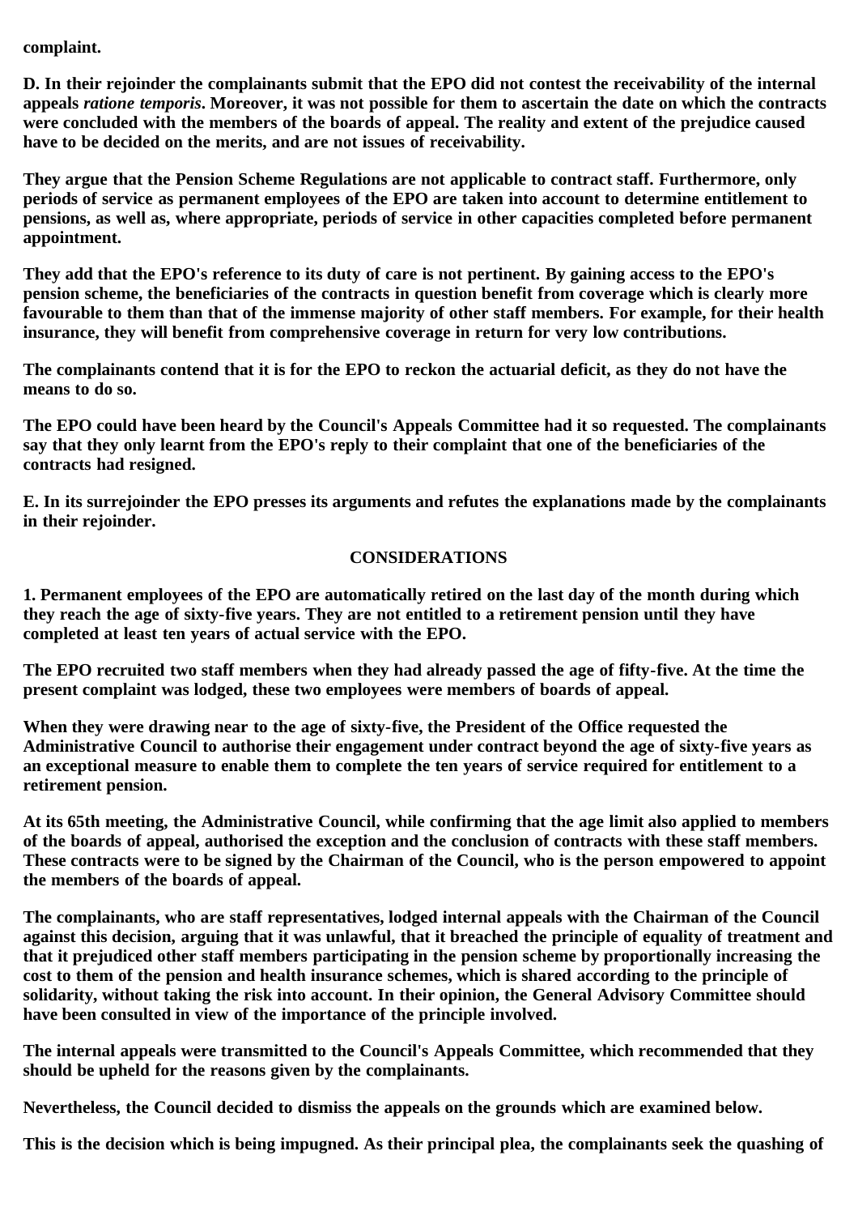**complaint.**

**D. In their rejoinder the complainants submit that the EPO did not contest the receivability of the internal appeals *ratione temporis*. Moreover, it was not possible for them to ascertain the date on which the contracts were concluded with the members of the boards of appeal. The reality and extent of the prejudice caused have to be decided on the merits, and are not issues of receivability.**

**They argue that the Pension Scheme Regulations are not applicable to contract staff. Furthermore, only periods of service as permanent employees of the EPO are taken into account to determine entitlement to pensions, as well as, where appropriate, periods of service in other capacities completed before permanent appointment.**

**They add that the EPO's reference to its duty of care is not pertinent. By gaining access to the EPO's pension scheme, the beneficiaries of the contracts in question benefit from coverage which is clearly more favourable to them than that of the immense majority of other staff members. For example, for their health insurance, they will benefit from comprehensive coverage in return for very low contributions.**

**The complainants contend that it is for the EPO to reckon the actuarial deficit, as they do not have the means to do so.**

**The EPO could have been heard by the Council's Appeals Committee had it so requested. The complainants say that they only learnt from the EPO's reply to their complaint that one of the beneficiaries of the contracts had resigned.**

**E. In its surrejoinder the EPO presses its arguments and refutes the explanations made by the complainants in their rejoinder.**

## CONSIDERATIONS

**1. Permanent employees of the EPO are automatically retired on the last day of the month during which they reach the age of sixty-five years. They are not entitled to a retirement pension until they have completed at least ten years of actual service with the EPO.**

**The EPO recruited two staff members when they had already passed the age of fifty-five. At the time the present complaint was lodged, these two employees were members of boards of appeal.**

**When they were drawing near to the age of sixty-five, the President of the Office requested the Administrative Council to authorise their engagement under contract beyond the age of sixty-five years as an exceptional measure to enable them to complete the ten years of service required for entitlement to a retirement pension.**

**At its 65th meeting, the Administrative Council, while confirming that the age limit also applied to members of the boards of appeal, authorised the exception and the conclusion of contracts with these staff members. These contracts were to be signed by the Chairman of the Council, who is the person empowered to appoint the members of the boards of appeal.**

**The complainants, who are staff representatives, lodged internal appeals with the Chairman of the Council against this decision, arguing that it was unlawful, that it breached the principle of equality of treatment and that it prejudiced other staff members participating in the pension scheme by proportionally increasing the cost to them of the pension and health insurance schemes, which is shared according to the principle of solidarity, without taking the risk into account. In their opinion, the General Advisory Committee should have been consulted in view of the importance of the principle involved.**

**The internal appeals were transmitted to the Council's Appeals Committee, which recommended that they should be upheld for the reasons given by the complainants.**

**Nevertheless, the Council decided to dismiss the appeals on the grounds which are examined below.**

**This is the decision which is being impugned. As their principal plea, the complainants seek the quashing of**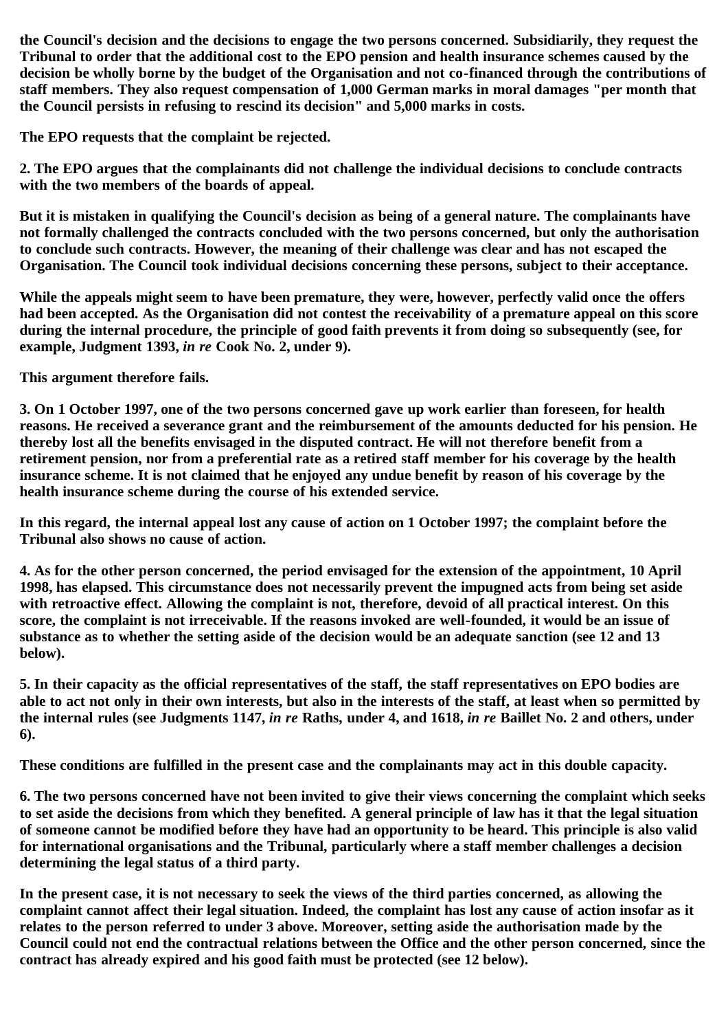**the Council's decision and the decisions to engage the two persons concerned. Subsidiarily, they request the Tribunal to order that the additional cost to the EPO pension and health insurance schemes caused by the decision be wholly borne by the budget of the Organisation and not co-financed through the contributions of staff members. They also request compensation of 1,000 German marks in moral damages "per month that the Council persists in refusing to rescind its decision" and 5,000 marks in costs.**

**The EPO requests that the complaint be rejected.**

**2. The EPO argues that the complainants did not challenge the individual decisions to conclude contracts with the two members of the boards of appeal.**

**But it is mistaken in qualifying the Council's decision as being of a general nature. The complainants have not formally challenged the contracts concluded with the two persons concerned, but only the authorisation to conclude such contracts. However, the meaning of their challenge was clear and has not escaped the Organisation. The Council took individual decisions concerning these persons, subject to their acceptance.**

**While the appeals might seem to have been premature, they were, however, perfectly valid once the offers had been accepted. As the Organisation did not contest the receivability of a premature appeal on this score during the internal procedure, the principle of good faith prevents it from doing so subsequently (see, for example, Judgment 1393, *in re* Cook No. 2, under 9).**

**This argument therefore fails.**

**3. On 1 October 1997, one of the two persons concerned gave up work earlier than foreseen, for health reasons. He received a severance grant and the reimbursement of the amounts deducted for his pension. He thereby lost all the benefits envisaged in the disputed contract. He will not therefore benefit from a retirement pension, nor from a preferential rate as a retired staff member for his coverage by the health insurance scheme. It is not claimed that he enjoyed any undue benefit by reason of his coverage by the health insurance scheme during the course of his extended service.**

**In this regard, the internal appeal lost any cause of action on 1 October 1997; the complaint before the Tribunal also shows no cause of action.**

**4. As for the other person concerned, the period envisaged for the extension of the appointment, 10 April 1998, has elapsed. This circumstance does not necessarily prevent the impugned acts from being set aside with retroactive effect. Allowing the complaint is not, therefore, devoid of all practical interest. On this score, the complaint is not irreceivable. If the reasons invoked are well-founded, it would be an issue of substance as to whether the setting aside of the decision would be an adequate sanction (see 12 and 13 below).**

**5. In their capacity as the official representatives of the staff, the staff representatives on EPO bodies are able to act not only in their own interests, but also in the interests of the staff, at least when so permitted by the internal rules (see Judgments 1147, *in re* Raths, under 4, and 1618, *in re* Baillet No. 2 and others, under 6).**

**These conditions are fulfilled in the present case and the complainants may act in this double capacity.**

**6. The two persons concerned have not been invited to give their views concerning the complaint which seeks to set aside the decisions from which they benefited. A general principle of law has it that the legal situation of someone cannot be modified before they have had an opportunity to be heard. This principle is also valid for international organisations and the Tribunal, particularly where a staff member challenges a decision determining the legal status of a third party.**

**In the present case, it is not necessary to seek the views of the third parties concerned, as allowing the complaint cannot affect their legal situation. Indeed, the complaint has lost any cause of action insofar as it relates to the person referred to under 3 above. Moreover, setting aside the authorisation made by the Council could not end the contractual relations between the Office and the other person concerned, since the contract has already expired and his good faith must be protected (see 12 below).**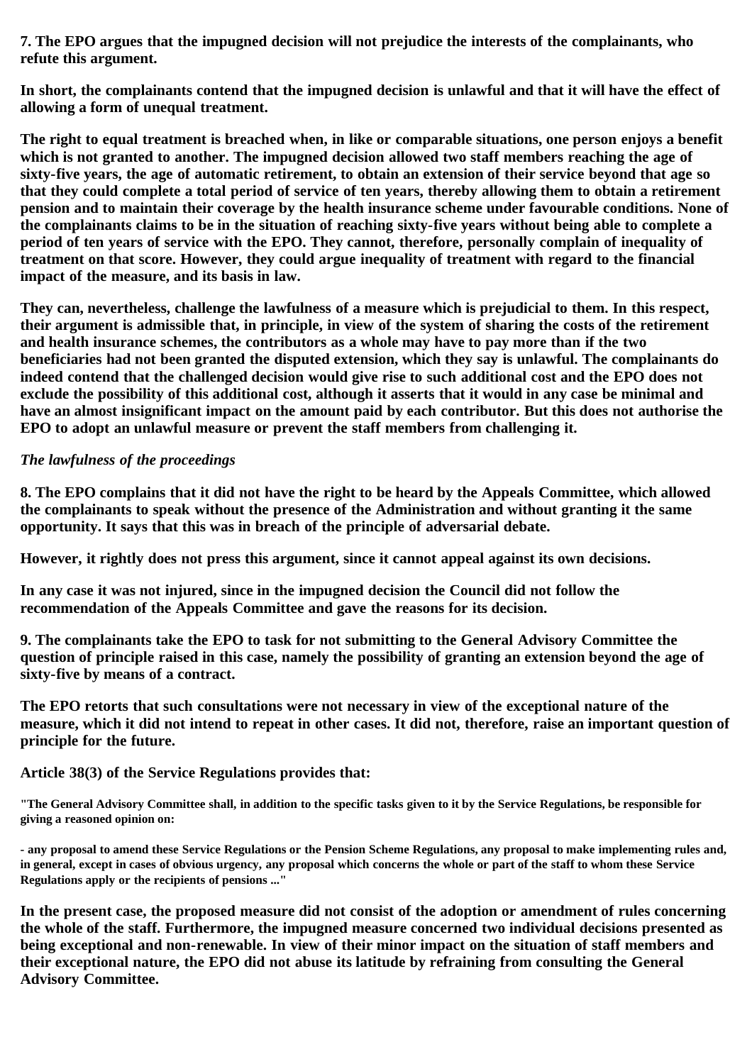**7. The EPO argues that the impugned decision will not prejudice the interests of the complainants, who refute this argument.**

**In short, the complainants contend that the impugned decision is unlawful and that it will have the effect of allowing a form of unequal treatment.**

**The right to equal treatment is breached when, in like or comparable situations, one person enjoys a benefit which is not granted to another. The impugned decision allowed two staff members reaching the age of sixty-five years, the age of automatic retirement, to obtain an extension of their service beyond that age so that they could complete a total period of service of ten years, thereby allowing them to obtain a retirement pension and to maintain their coverage by the health insurance scheme under favourable conditions. None of the complainants claims to be in the situation of reaching sixty-five years without being able to complete a period of ten years of service with the EPO. They cannot, therefore, personally complain of inequality of treatment on that score. However, they could argue inequality of treatment with regard to the financial impact of the measure, and its basis in law.**

**They can, nevertheless, challenge the lawfulness of a measure which is prejudicial to them. In this respect, their argument is admissible that, in principle, in view of the system of sharing the costs of the retirement and health insurance schemes, the contributors as a whole may have to pay more than if the two beneficiaries had not been granted the disputed extension, which they say is unlawful. The complainants do indeed contend that the challenged decision would give rise to such additional cost and the EPO does not exclude the possibility of this additional cost, although it asserts that it would in any case be minimal and have an almost insignificant impact on the amount paid by each contributor. But this does not authorise the EPO to adopt an unlawful measure or prevent the staff members from challenging it.**

***The lawfulness of the proceedings***

**8. The EPO complains that it did not have the right to be heard by the Appeals Committee, which allowed the complainants to speak without the presence of the Administration and without granting it the same opportunity. It says that this was in breach of the principle of adversarial debate.**

**However, it rightly does not press this argument, since it cannot appeal against its own decisions.**

**In any case it was not injured, since in the impugned decision the Council did not follow the recommendation of the Appeals Committee and gave the reasons for its decision.**

**9. The complainants take the EPO to task for not submitting to the General Advisory Committee the question of principle raised in this case, namely the possibility of granting an extension beyond the age of sixty-five by means of a contract.**

**The EPO retorts that such consultations were not necessary in view of the exceptional nature of the measure, which it did not intend to repeat in other cases. It did not, therefore, raise an important question of principle for the future.**

**Article 38(3) of the Service Regulations provides that:**

**"The General Advisory Committee shall, in addition to the specific tasks given to it by the Service Regulations, be responsible for giving a reasoned opinion on:**

**- any proposal to amend these Service Regulations or the Pension Scheme Regulations, any proposal to make implementing rules and, in general, except in cases of obvious urgency, any proposal which concerns the whole or part of the staff to whom these Service Regulations apply or the recipients of pensions ..."**

**In the present case, the proposed measure did not consist of the adoption or amendment of rules concerning the whole of the staff. Furthermore, the impugned measure concerned two individual decisions presented as being exceptional and non-renewable. In view of their minor impact on the situation of staff members and their exceptional nature, the EPO did not abuse its latitude by refraining from consulting the General Advisory Committee.**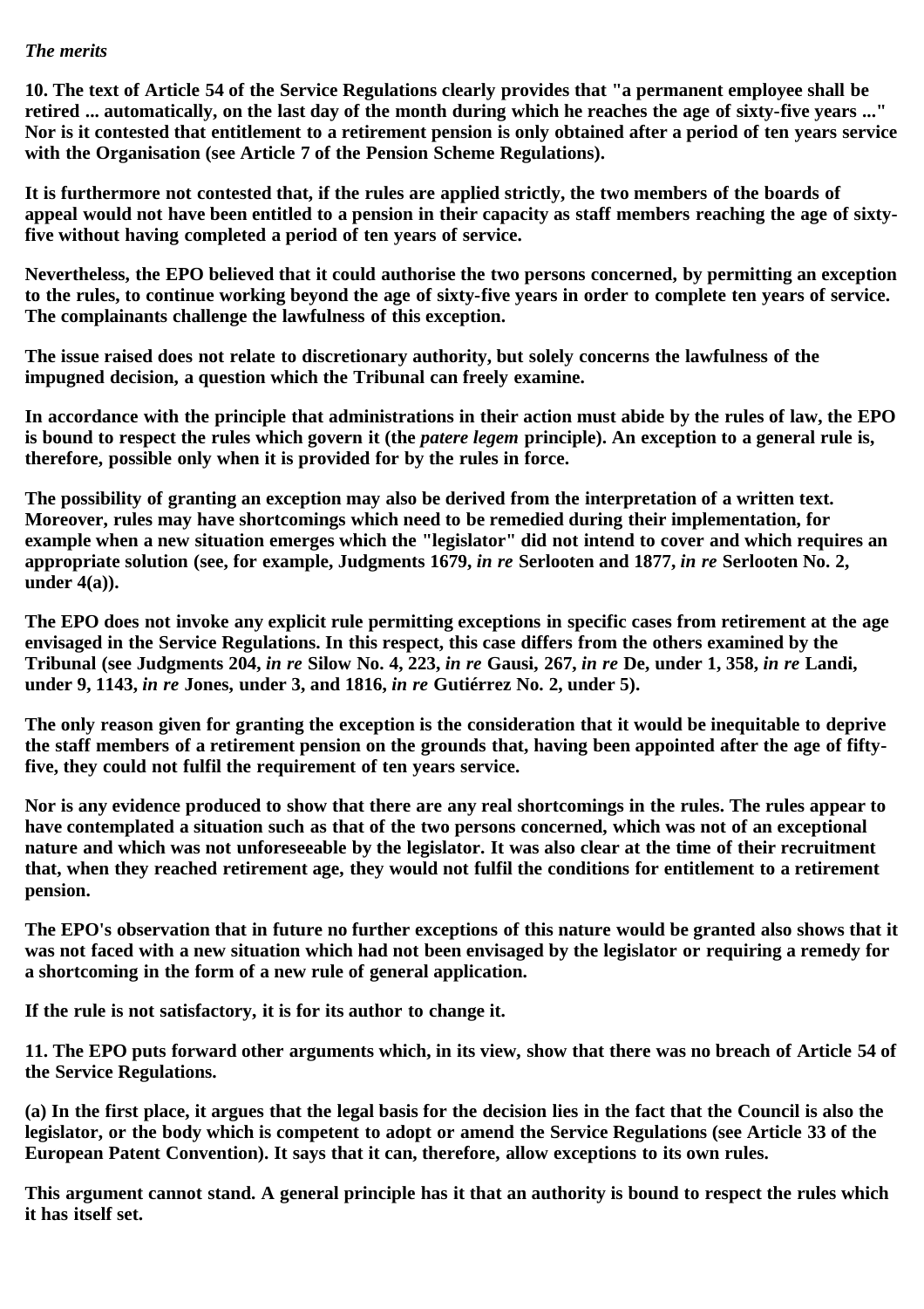*The merits*

**10. The text of Article 54 of the Service Regulations clearly provides that "a permanent employee shall be retired ... automatically, on the last day of the month during which he reaches the age of sixty-five years ..." Nor is it contested that entitlement to a retirement pension is only obtained after a period of ten years service with the Organisation (see Article 7 of the Pension Scheme Regulations).**

**It is furthermore not contested that, if the rules are applied strictly, the two members of the boards of appeal would not have been entitled to a pension in their capacity as staff members reaching the age of sixty-five without having completed a period of ten years of service.**

**Nevertheless, the EPO believed that it could authorise the two persons concerned, by permitting an exception to the rules, to continue working beyond the age of sixty-five years in order to complete ten years of service. The complainants challenge the lawfulness of this exception.**

**The issue raised does not relate to discretionary authority, but solely concerns the lawfulness of the impugned decision, a question which the Tribunal can freely examine.**

**In accordance with the principle that administrations in their action must abide by the rules of law, the EPO is bound to respect the rules which govern it (the *patere legem* principle). An exception to a general rule is, therefore, possible only when it is provided for by the rules in force.**

**The possibility of granting an exception may also be derived from the interpretation of a written text. Moreover, rules may have shortcomings which need to be remedied during their implementation, for example when a new situation emerges which the "legislator" did not intend to cover and which requires an appropriate solution (see, for example, Judgments 1679, *in re* Serlooten and 1877, *in re* Serlooten No. 2, under 4(a)).**

**The EPO does not invoke any explicit rule permitting exceptions in specific cases from retirement at the age envisaged in the Service Regulations. In this respect, this case differs from the others examined by the Tribunal (see Judgments 204, *in re* Silow No. 4, 223, *in re* Gausi, 267, *in re* De, under 1, 358, *in re* Landi, under 9, 1143, *in re* Jones, under 3, and 1816, *in re* Gutiérrez No. 2, under 5).**

**The only reason given for granting the exception is the consideration that it would be inequitable to deprive the staff members of a retirement pension on the grounds that, having been appointed after the age of fifty-five, they could not fulfil the requirement of ten years service.**

**Nor is any evidence produced to show that there are any real shortcomings in the rules. The rules appear to have contemplated a situation such as that of the two persons concerned, which was not of an exceptional nature and which was not unforeseeable by the legislator. It was also clear at the time of their recruitment that, when they reached retirement age, they would not fulfil the conditions for entitlement to a retirement pension.**

**The EPO's observation that in future no further exceptions of this nature would be granted also shows that it was not faced with a new situation which had not been envisaged by the legislator or requiring a remedy for a shortcoming in the form of a new rule of general application.**

**If the rule is not satisfactory, it is for its author to change it.**

**11. The EPO puts forward other arguments which, in its view, show that there was no breach of Article 54 of the Service Regulations.**

**(a) In the first place, it argues that the legal basis for the decision lies in the fact that the Council is also the legislator, or the body which is competent to adopt or amend the Service Regulations (see Article 33 of the European Patent Convention). It says that it can, therefore, allow exceptions to its own rules.**

**This argument cannot stand. A general principle has it that an authority is bound to respect the rules which it has itself set.**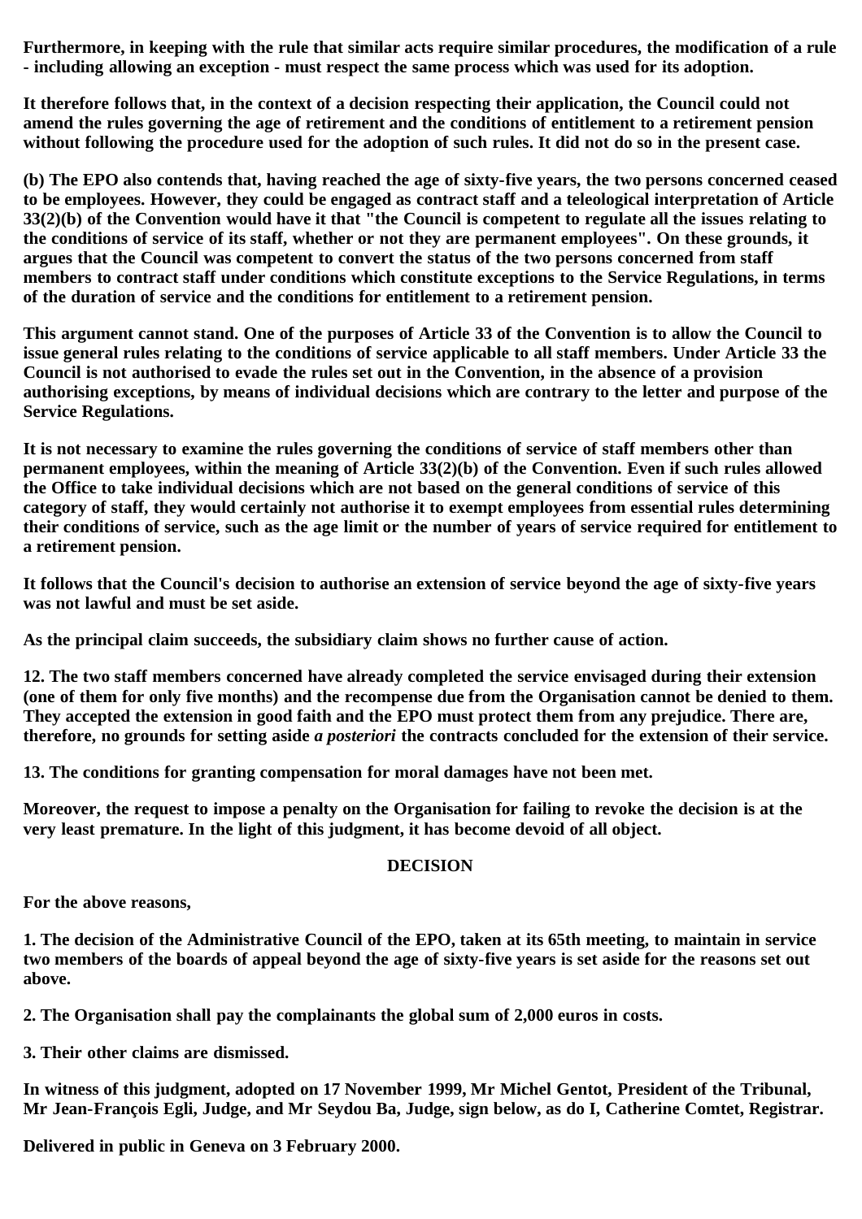**Furthermore, in keeping with the rule that similar acts require similar procedures, the modification of a rule - including allowing an exception - must respect the same process which was used for its adoption.**

**It therefore follows that, in the context of a decision respecting their application, the Council could not amend the rules governing the age of retirement and the conditions of entitlement to a retirement pension without following the procedure used for the adoption of such rules. It did not do so in the present case.**

**(b) The EPO also contends that, having reached the age of sixty-five years, the two persons concerned ceased to be employees. However, they could be engaged as contract staff and a teleological interpretation of Article 33(2)(b) of the Convention would have it that "the Council is competent to regulate all the issues relating to the conditions of service of its staff, whether or not they are permanent employees". On these grounds, it argues that the Council was competent to convert the status of the two persons concerned from staff members to contract staff under conditions which constitute exceptions to the Service Regulations, in terms of the duration of service and the conditions for entitlement to a retirement pension.**

**This argument cannot stand. One of the purposes of Article 33 of the Convention is to allow the Council to issue general rules relating to the conditions of service applicable to all staff members. Under Article 33 the Council is not authorised to evade the rules set out in the Convention, in the absence of a provision authorising exceptions, by means of individual decisions which are contrary to the letter and purpose of the Service Regulations.**

**It is not necessary to examine the rules governing the conditions of service of staff members other than permanent employees, within the meaning of Article 33(2)(b) of the Convention. Even if such rules allowed the Office to take individual decisions which are not based on the general conditions of service of this category of staff, they would certainly not authorise it to exempt employees from essential rules determining their conditions of service, such as the age limit or the number of years of service required for entitlement to a retirement pension.**

**It follows that the Council's decision to authorise an extension of service beyond the age of sixty-five years was not lawful and must be set aside.**

**As the principal claim succeeds, the subsidiary claim shows no further cause of action.**

**12. The two staff members concerned have already completed the service envisaged during their extension (one of them for only five months) and the recompense due from the Organisation cannot be denied to them. They accepted the extension in good faith and the EPO must protect them from any prejudice. There are, therefore, no grounds for setting aside *a posteriori* the contracts concluded for the extension of their service.**

**13. The conditions for granting compensation for moral damages have not been met.**

**Moreover, the request to impose a penalty on the Organisation for failing to revoke the decision is at the very least premature. In the light of this judgment, it has become devoid of all object.**

## DECISION

**For the above reasons,**

**1. The decision of the Administrative Council of the EPO, taken at its 65th meeting, to maintain in service two members of the boards of appeal beyond the age of sixty-five years is set aside for the reasons set out above.**

**2. The Organisation shall pay the complainants the global sum of 2,000 euros in costs.**

**3. Their other claims are dismissed.**

**In witness of this judgment, adopted on 17 November 1999, Mr Michel Gentot, President of the Tribunal, Mr Jean-François Egli, Judge, and Mr Seydou Ba, Judge, sign below, as do I, Catherine Comtet, Registrar.**

**Delivered in public in Geneva on 3 February 2000.**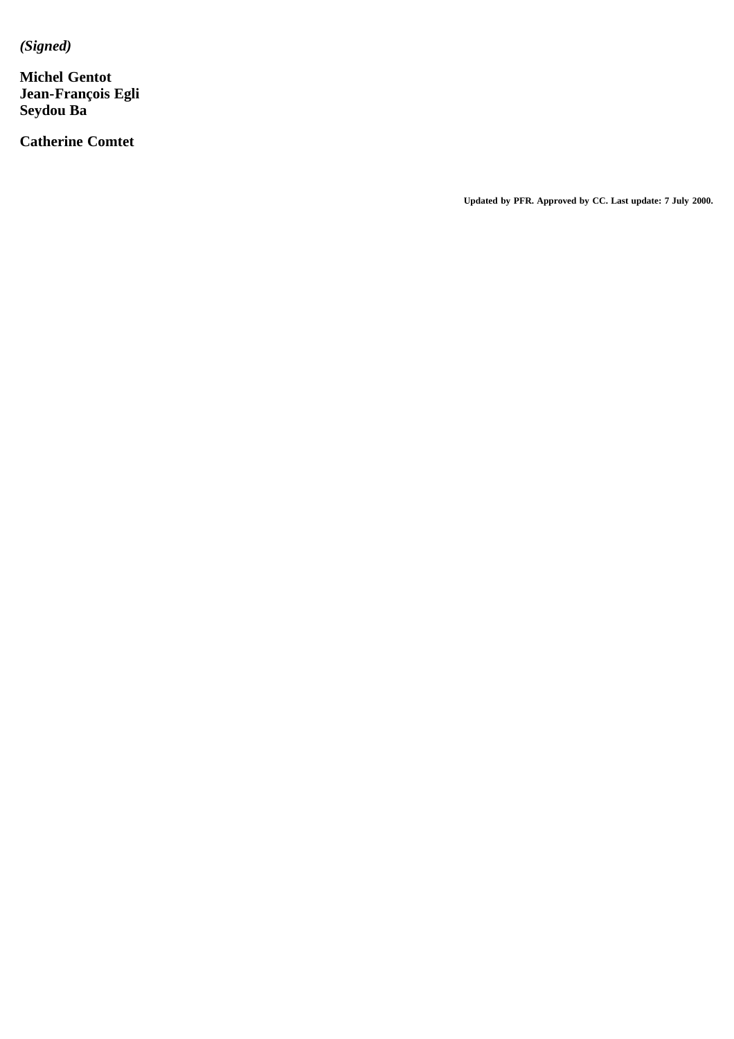***(Signed)***

**Michel Gentot**
**Jean-François Egli**
**Seydou Ba**

**Catherine Comtet**

**Updated by PFR. Approved by CC. Last update: 7 July 2000.**